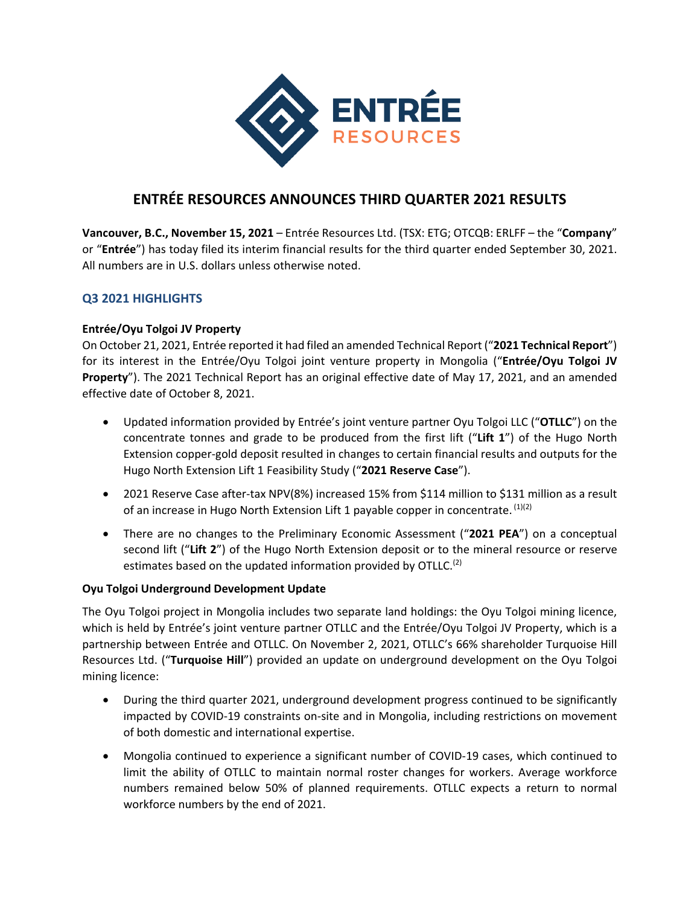# ENTRÉE RESOURCES ANNOUNCES THIRD QUARTER 2021 RESULTS

**Vancouver, B.C., November 15, 2021** – Entrée Resources Ltd. (TSX: ETG; OTCQB: ERLFF – the "**Company**" or "**Entrée**") has today filed its interim financial results for the third quarter ended September 30, 2021. All numbers are in U.S. dollars unless otherwise noted.

## Q3 2021 HIGHLIGHTS

### Entrée/Oyu Tolgoi JV Property

On October 21, 2021, Entrée reported it had filed an amended Technical Report ("**2021 Technical Report**") for its interest in the Entrée/Oyu Tolgoi joint venture property in Mongolia ("**Entrée/Oyu Tolgoi JV Property**"). The 2021 Technical Report has an original effective date of May 17, 2021, and an amended effective date of October 8, 2021.

- Updated information provided by Entrée's joint venture partner Oyu Tolgoi LLC ("**OTLLC**") on the concentrate tonnes and grade to be produced from the first lift ("**Lift 1**") of the Hugo North Extension copper-gold deposit resulted in changes to certain financial results and outputs for the Hugo North Extension Lift 1 Feasibility Study ("**2021 Reserve Case**").
- 2021 Reserve Case after-tax NPV(8%) increased 15% from $114 million to $131 million as a result of an increase in Hugo North Extension Lift 1 payable copper in concentrate. [1][2]
- There are no changes to the Preliminary Economic Assessment ("**2021 PEA**") on a conceptual second lift ("**Lift 2**") of the Hugo North Extension deposit or to the mineral resource or reserve estimates based on the updated information provided by OTLLC.[2]

### Oyu Tolgoi Underground Development Update

The Oyu Tolgoi project in Mongolia includes two separate land holdings: the Oyu Tolgoi mining licence, which is held by Entrée's joint venture partner OTLLC and the Entrée/Oyu Tolgoi JV Property, which is a partnership between Entrée and OTLLC. On November 2, 2021, OTLLC's 66% shareholder Turquoise Hill Resources Ltd. ("**Turquoise Hill**") provided an update on underground development on the Oyu Tolgoi mining licence:

- During the third quarter 2021, underground development progress continued to be significantly impacted by COVID-19 constraints on-site and in Mongolia, including restrictions on movement of both domestic and international expertise.
- Mongolia continued to experience a significant number of COVID-19 cases, which continued to limit the ability of OTLLC to maintain normal roster changes for workers. Average workforce numbers remained below 50% of planned requirements. OTLLC expects a return to normal workforce numbers by the end of 2021.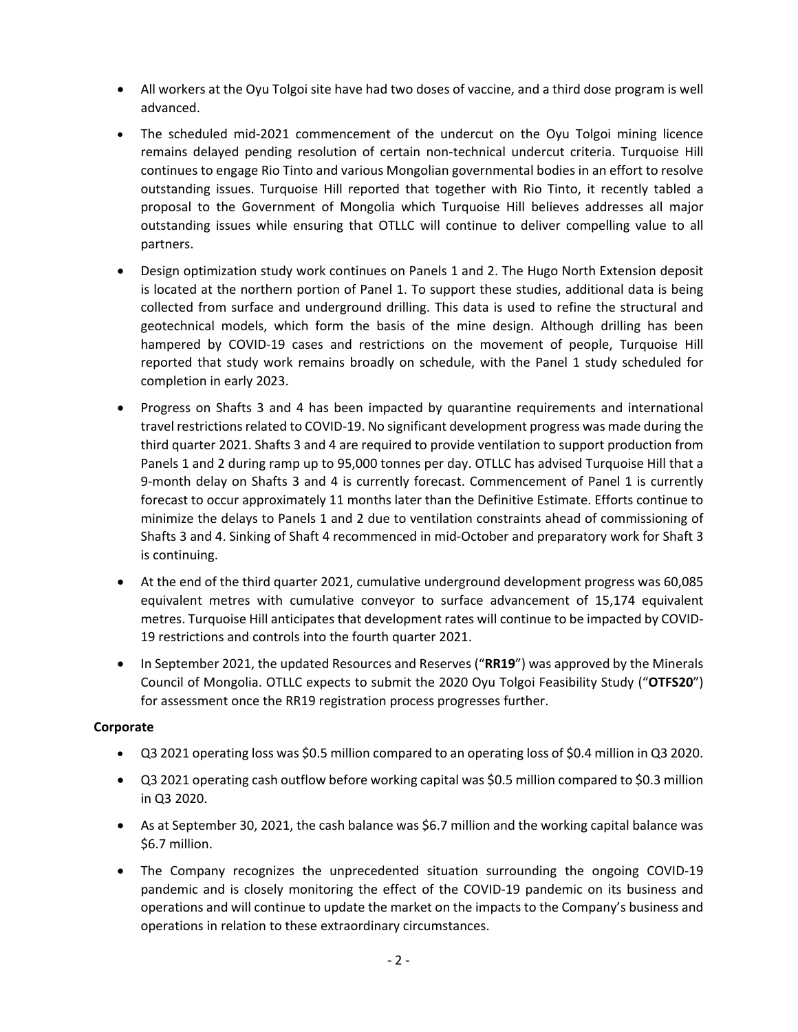- All workers at the Oyu Tolgoi site have had two doses of vaccine, and a third dose program is well advanced.
- The scheduled mid-2021 commencement of the undercut on the Oyu Tolgoi mining licence remains delayed pending resolution of certain non-technical undercut criteria. Turquoise Hill continues to engage Rio Tinto and various Mongolian governmental bodies in an effort to resolve outstanding issues. Turquoise Hill reported that together with Rio Tinto, it recently tabled a proposal to the Government of Mongolia which Turquoise Hill believes addresses all major outstanding issues while ensuring that OTLLC will continue to deliver compelling value to all partners.
- Design optimization study work continues on Panels 1 and 2. The Hugo North Extension deposit is located at the northern portion of Panel 1. To support these studies, additional data is being collected from surface and underground drilling. This data is used to refine the structural and geotechnical models, which form the basis of the mine design. Although drilling has been hampered by COVID-19 cases and restrictions on the movement of people, Turquoise Hill reported that study work remains broadly on schedule, with the Panel 1 study scheduled for completion in early 2023.
- Progress on Shafts 3 and 4 has been impacted by quarantine requirements and international travel restrictions related to COVID-19. No significant development progress was made during the third quarter 2021. Shafts 3 and 4 are required to provide ventilation to support production from Panels 1 and 2 during ramp up to 95,000 tonnes per day. OTLLC has advised Turquoise Hill that a 9-month delay on Shafts 3 and 4 is currently forecast. Commencement of Panel 1 is currently forecast to occur approximately 11 months later than the Definitive Estimate. Efforts continue to minimize the delays to Panels 1 and 2 due to ventilation constraints ahead of commissioning of Shafts 3 and 4. Sinking of Shaft 4 recommenced in mid-October and preparatory work for Shaft 3 is continuing.
- At the end of the third quarter 2021, cumulative underground development progress was 60,085 equivalent metres with cumulative conveyor to surface advancement of 15,174 equivalent metres. Turquoise Hill anticipates that development rates will continue to be impacted by COVID-19 restrictions and controls into the fourth quarter 2021.
- In September 2021, the updated Resources and Reserves ("**RR19**") was approved by the Minerals Council of Mongolia. OTLLC expects to submit the 2020 Oyu Tolgoi Feasibility Study ("**OTFS20**") for assessment once the RR19 registration process progresses further.

**Corporate**

- Q3 2021 operating loss was $0.5 million compared to an operating loss of $0.4 million in Q3 2020.
- Q3 2021 operating cash outflow before working capital was $0.5 million compared to $0.3 million in Q3 2020.
- As at September 30, 2021, the cash balance was $6.7 million and the working capital balance was $6.7 million.
- The Company recognizes the unprecedented situation surrounding the ongoing COVID-19 pandemic and is closely monitoring the effect of the COVID-19 pandemic on its business and operations and will continue to update the market on the impacts to the Company's business and operations in relation to these extraordinary circumstances.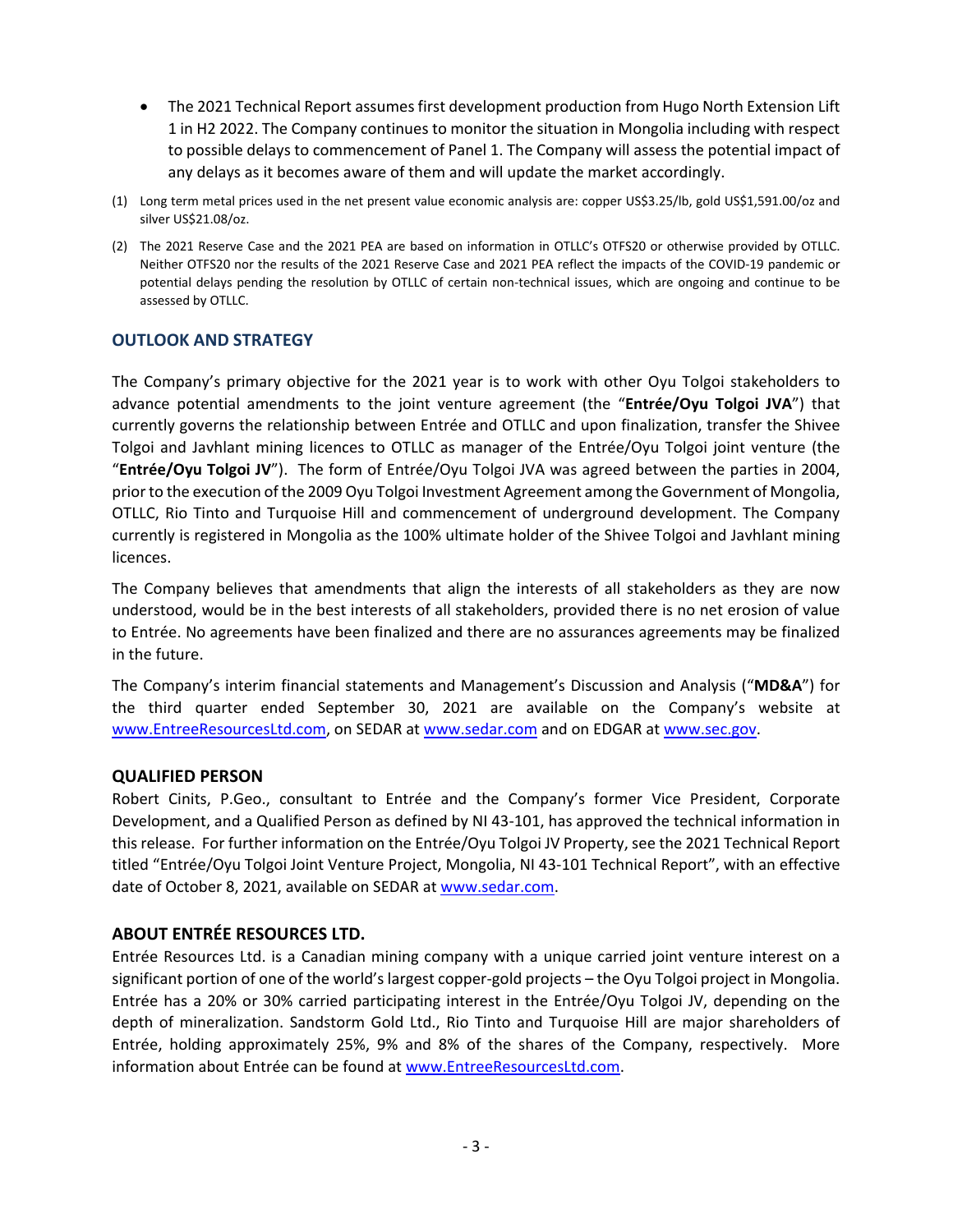- The 2021 Technical Report assumes first development production from Hugo North Extension Lift 1 in H2 2022. The Company continues to monitor the situation in Mongolia including with respect to possible delays to commencement of Panel 1. The Company will assess the potential impact of any delays as it becomes aware of them and will update the market accordingly.

(1) Long term metal prices used in the net present value economic analysis are: copper US$3.25/lb, gold US$1,591.00/oz and silver US$21.08/oz.

(2) The 2021 Reserve Case and the 2021 PEA are based on information in OTLLC's OTFS20 or otherwise provided by OTLLC. Neither OTFS20 nor the results of the 2021 Reserve Case and 2021 PEA reflect the impacts of the COVID-19 pandemic or potential delays pending the resolution by OTLLC of certain non-technical issues, which are ongoing and continue to be assessed by OTLLC.

## OUTLOOK AND STRATEGY

The Company's primary objective for the 2021 year is to work with other Oyu Tolgoi stakeholders to advance potential amendments to the joint venture agreement (the "**Entrée/Oyu Tolgoi JVA**") that currently governs the relationship between Entrée and OTLLC and upon finalization, transfer the Shivee Tolgoi and Javhlant mining licences to OTLLC as manager of the Entrée/Oyu Tolgoi joint venture (the "**Entrée/Oyu Tolgoi JV**"). The form of Entrée/Oyu Tolgoi JVA was agreed between the parties in 2004, prior to the execution of the 2009 Oyu Tolgoi Investment Agreement among the Government of Mongolia, OTLLC, Rio Tinto and Turquoise Hill and commencement of underground development. The Company currently is registered in Mongolia as the 100% ultimate holder of the Shivee Tolgoi and Javhlant mining licences.

The Company believes that amendments that align the interests of all stakeholders as they are now understood, would be in the best interests of all stakeholders, provided there is no net erosion of value to Entrée. No agreements have been finalized and there are no assurances agreements may be finalized in the future.

The Company's interim financial statements and Management's Discussion and Analysis ("**MD&A**") for the third quarter ended September 30, 2021 are available on the Company's website at www.EntreeResourcesLtd.com, on SEDAR at www.sedar.com and on EDGAR at www.sec.gov.

## QUALIFIED PERSON

Robert Cinits, P.Geo., consultant to Entrée and the Company's former Vice President, Corporate Development, and a Qualified Person as defined by NI 43-101, has approved the technical information in this release. For further information on the Entrée/Oyu Tolgoi JV Property, see the 2021 Technical Report titled "Entrée/Oyu Tolgoi Joint Venture Project, Mongolia, NI 43-101 Technical Report", with an effective date of October 8, 2021, available on SEDAR at www.sedar.com.

## ABOUT ENTRÉE RESOURCES LTD.

Entrée Resources Ltd. is a Canadian mining company with a unique carried joint venture interest on a significant portion of one of the world's largest copper-gold projects – the Oyu Tolgoi project in Mongolia. Entrée has a 20% or 30% carried participating interest in the Entrée/Oyu Tolgoi JV, depending on the depth of mineralization. Sandstorm Gold Ltd., Rio Tinto and Turquoise Hill are major shareholders of Entrée, holding approximately 25%, 9% and 8% of the shares of the Company, respectively. More information about Entrée can be found at www.EntreeResourcesLtd.com.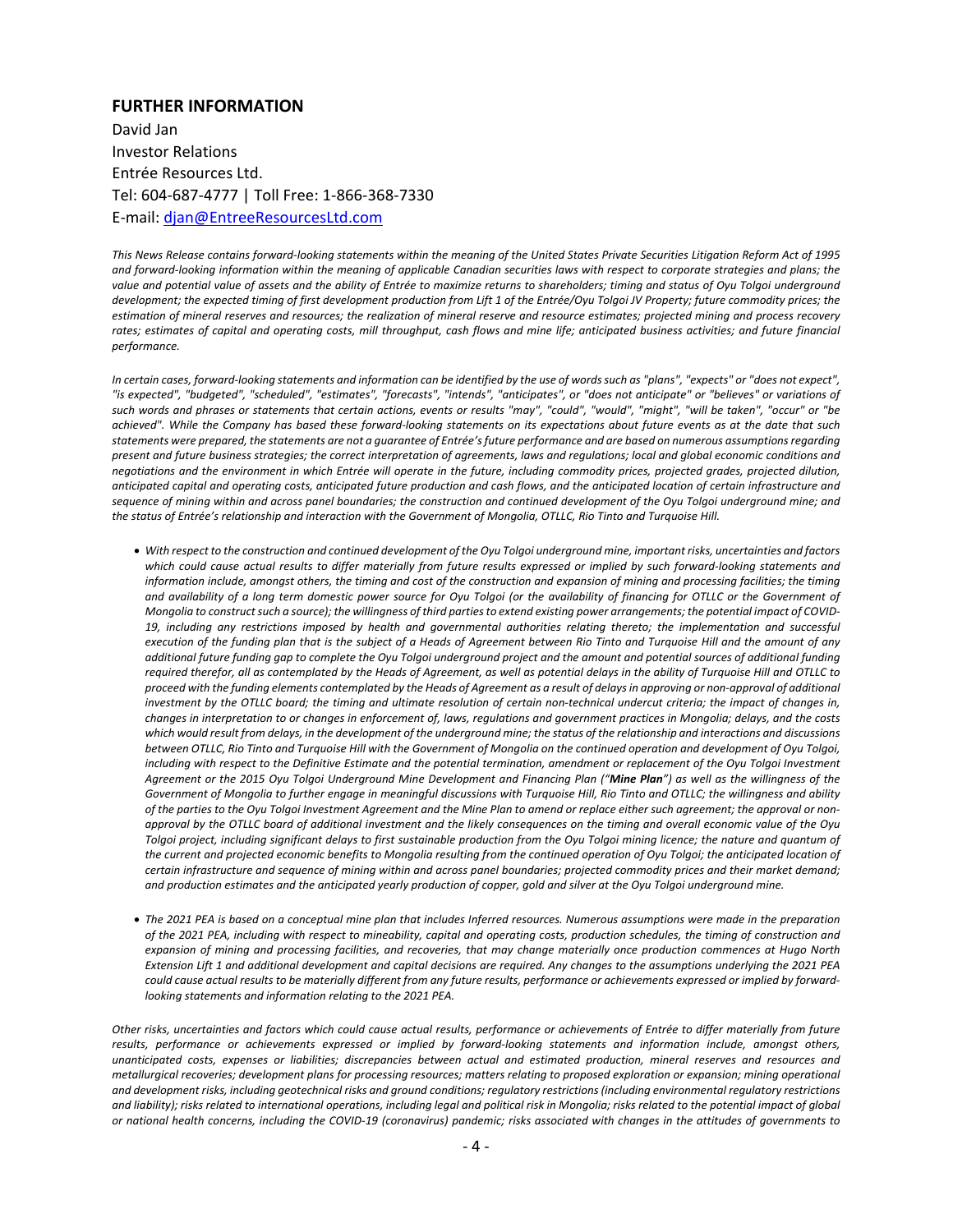## FURTHER INFORMATION

David Jan
Investor Relations
Entrée Resources Ltd.
Tel: 604-687-4777 | Toll Free: 1-866-368-7330
E-mail: [djan@EntreeResourcesLtd.com](mailto:djan@EntreeResourcesLtd.com)

*This News Release contains forward-looking statements within the meaning of the United States Private Securities Litigation Reform Act of 1995 and forward-looking information within the meaning of applicable Canadian securities laws with respect to corporate strategies and plans; the value and potential value of assets and the ability of Entrée to maximize returns to shareholders; timing and status of Oyu Tolgoi underground development; the expected timing of first development production from Lift 1 of the Entrée/Oyu Tolgoi JV Property; future commodity prices; the estimation of mineral reserves and resources; the realization of mineral reserve and resource estimates; projected mining and process recovery rates; estimates of capital and operating costs, mill throughput, cash flows and mine life; anticipated business activities; and future financial performance.*

*In certain cases, forward-looking statements and information can be identified by the use of words such as "plans", "expects" or "does not expect", "is expected", "budgeted", "scheduled", "estimates", "forecasts", "intends", "anticipates", or "does not anticipate" or "believes" or variations of such words and phrases or statements that certain actions, events or results "may", "could", "would", "might", "will be taken", "occur" or "be achieved". While the Company has based these forward-looking statements on its expectations about future events as at the date that such statements were prepared, the statements are not a guarantee of Entrée's future performance and are based on numerous assumptions regarding present and future business strategies; the correct interpretation of agreements, laws and regulations; local and global economic conditions and negotiations and the environment in which Entrée will operate in the future, including commodity prices, projected grades, projected dilution, anticipated capital and operating costs, anticipated future production and cash flows, and the anticipated location of certain infrastructure and sequence of mining within and across panel boundaries; the construction and continued development of the Oyu Tolgoi underground mine; and the status of Entrée's relationship and interaction with the Government of Mongolia, OTLLC, Rio Tinto and Turquoise Hill.*

- *With respect to the construction and continued development of the Oyu Tolgoi underground mine, important risks, uncertainties and factors which could cause actual results to differ materially from future results expressed or implied by such forward-looking statements and information include, amongst others, the timing and cost of the construction and expansion of mining and processing facilities; the timing and availability of a long term domestic power source for Oyu Tolgoi (or the availability of financing for OTLLC or the Government of Mongolia to construct such a source); the willingness of third parties to extend existing power arrangements; the potential impact of COVID-19, including any restrictions imposed by health and governmental authorities relating thereto; the implementation and successful execution of the funding plan that is the subject of a Heads of Agreement between Rio Tinto and Turquoise Hill and the amount of any additional future funding gap to complete the Oyu Tolgoi underground project and the amount and potential sources of additional funding required therefor, all as contemplated by the Heads of Agreement, as well as potential delays in the ability of Turquoise Hill and OTLLC to proceed with the funding elements contemplated by the Heads of Agreement as a result of delays in approving or non-approval of additional investment by the OTLLC board; the timing and ultimate resolution of certain non-technical undercut criteria; the impact of changes in, changes in interpretation to or changes in enforcement of, laws, regulations and government practices in Mongolia; delays, and the costs which would result from delays, in the development of the underground mine; the status of the relationship and interactions and discussions between OTLLC, Rio Tinto and Turquoise Hill with the Government of Mongolia on the continued operation and development of Oyu Tolgoi, including with respect to the Definitive Estimate and the potential termination, amendment or replacement of the Oyu Tolgoi Investment Agreement or the 2015 Oyu Tolgoi Underground Mine Development and Financing Plan ("**Mine Plan**") as well as the willingness of the Government of Mongolia to further engage in meaningful discussions with Turquoise Hill, Rio Tinto and OTLLC; the willingness and ability of the parties to the Oyu Tolgoi Investment Agreement and the Mine Plan to amend or replace either such agreement; the approval or non-approval by the OTLLC board of additional investment and the likely consequences on the timing and overall economic value of the Oyu Tolgoi project, including significant delays to first sustainable production from the Oyu Tolgoi mining licence; the nature and quantum of the current and projected economic benefits to Mongolia resulting from the continued operation of Oyu Tolgoi; the anticipated location of certain infrastructure and sequence of mining within and across panel boundaries; projected commodity prices and their market demand; and production estimates and the anticipated yearly production of copper, gold and silver at the Oyu Tolgoi underground mine.*

- *The 2021 PEA is based on a conceptual mine plan that includes Inferred resources. Numerous assumptions were made in the preparation of the 2021 PEA, including with respect to mineability, capital and operating costs, production schedules, the timing of construction and expansion of mining and processing facilities, and recoveries, that may change materially once production commences at Hugo North Extension Lift 1 and additional development and capital decisions are required. Any changes to the assumptions underlying the 2021 PEA could cause actual results to be materially different from any future results, performance or achievements expressed or implied by forward-looking statements and information relating to the 2021 PEA.*

*Other risks, uncertainties and factors which could cause actual results, performance or achievements of Entrée to differ materially from future results, performance or achievements expressed or implied by forward-looking statements and information include, amongst others, unanticipated costs, expenses or liabilities; discrepancies between actual and estimated production, mineral reserves and resources and metallurgical recoveries; development plans for processing resources; matters relating to proposed exploration or expansion; mining operational and development risks, including geotechnical risks and ground conditions; regulatory restrictions (including environmental regulatory restrictions and liability); risks related to international operations, including legal and political risk in Mongolia; risks related to the potential impact of global or national health concerns, including the COVID-19 (coronavirus) pandemic; risks associated with changes in the attitudes of governments to*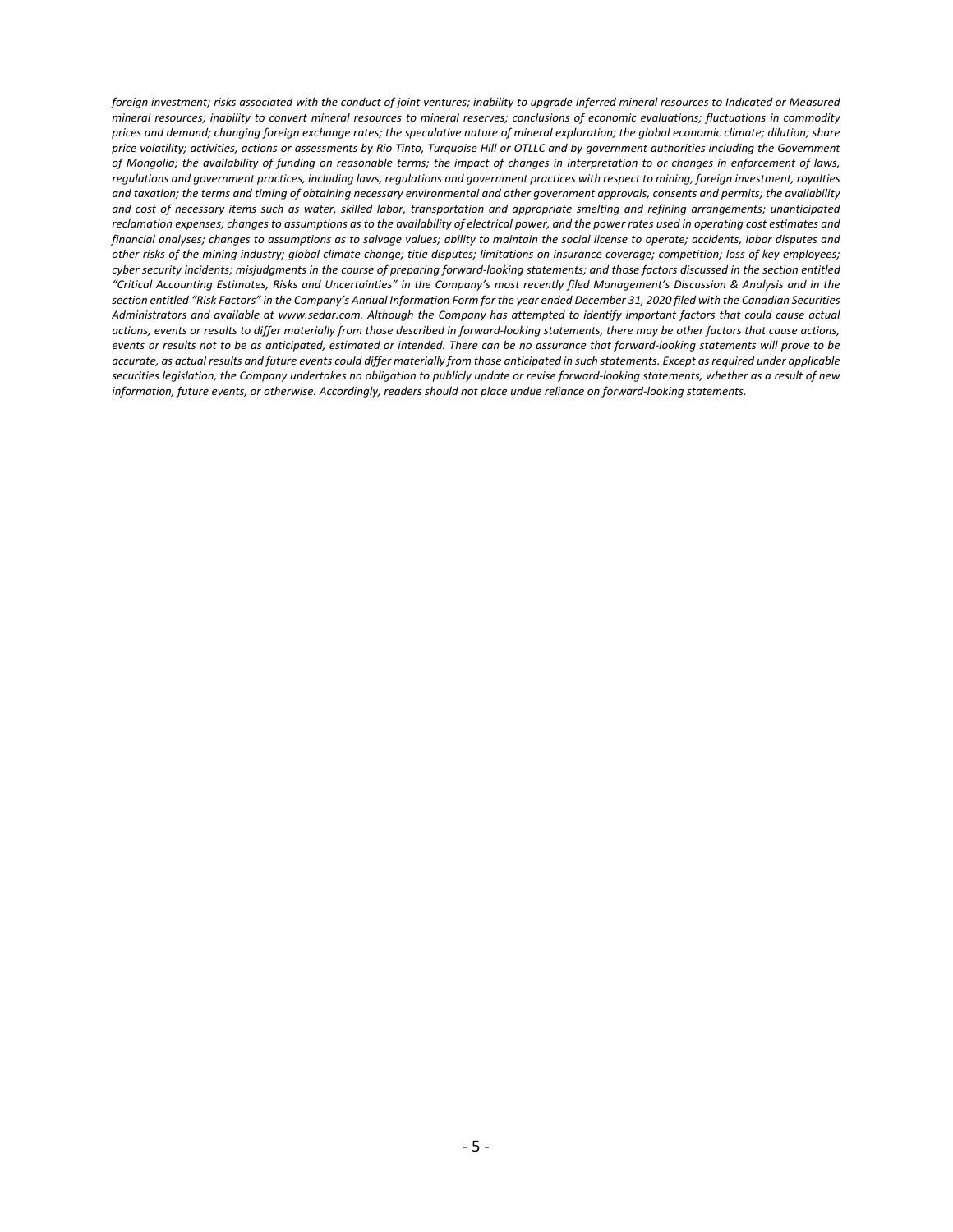*foreign investment; risks associated with the conduct of joint ventures; inability to upgrade Inferred mineral resources to Indicated or Measured mineral resources; inability to convert mineral resources to mineral reserves; conclusions of economic evaluations; fluctuations in commodity prices and demand; changing foreign exchange rates; the speculative nature of mineral exploration; the global economic climate; dilution; share price volatility; activities, actions or assessments by Rio Tinto, Turquoise Hill or OTLLC and by government authorities including the Government of Mongolia; the availability of funding on reasonable terms; the impact of changes in interpretation to or changes in enforcement of laws, regulations and government practices, including laws, regulations and government practices with respect to mining, foreign investment, royalties and taxation; the terms and timing of obtaining necessary environmental and other government approvals, consents and permits; the availability and cost of necessary items such as water, skilled labor, transportation and appropriate smelting and refining arrangements; unanticipated reclamation expenses; changes to assumptions as to the availability of electrical power, and the power rates used in operating cost estimates and financial analyses; changes to assumptions as to salvage values; ability to maintain the social license to operate; accidents, labor disputes and other risks of the mining industry; global climate change; title disputes; limitations on insurance coverage; competition; loss of key employees; cyber security incidents; misjudgments in the course of preparing forward-looking statements; and those factors discussed in the section entitled "Critical Accounting Estimates, Risks and Uncertainties" in the Company's most recently filed Management's Discussion & Analysis and in the section entitled "Risk Factors" in the Company's Annual Information Form for the year ended December 31, 2020 filed with the Canadian Securities Administrators and available at www.sedar.com. Although the Company has attempted to identify important factors that could cause actual actions, events or results to differ materially from those described in forward-looking statements, there may be other factors that cause actions, events or results not to be as anticipated, estimated or intended. There can be no assurance that forward-looking statements will prove to be accurate, as actual results and future events could differ materially from those anticipated in such statements. Except as required under applicable securities legislation, the Company undertakes no obligation to publicly update or revise forward-looking statements, whether as a result of new information, future events, or otherwise. Accordingly, readers should not place undue reliance on forward-looking statements.*